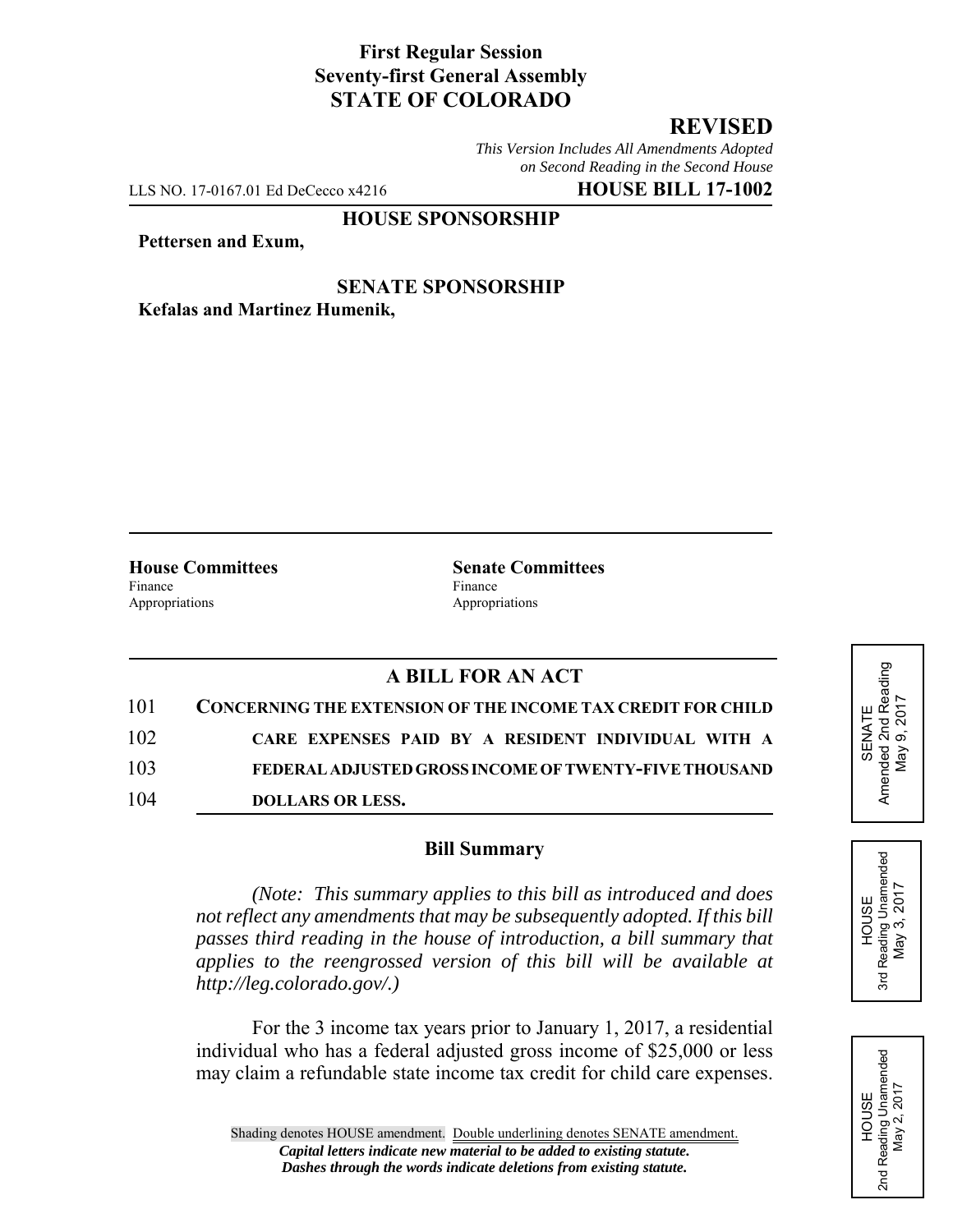**First Regular Session**
**Seventy-first General Assembly**
**STATE OF COLORADO**

**REVISED**

*This Version Includes All Amendments Adopted on Second Reading in the Second House*

LLS NO. 17-0167.01 Ed DeCecco x4216 **HOUSE BILL 17-1002**

**HOUSE SPONSORSHIP**

**Pettersen and Exum,**

**SENATE SPONSORSHIP**

**Kefalas and Martinez Humenik,**

| **House Committees** | **Senate Committees** |
|---|---|
| Finance | Finance |
| Appropriations | Appropriations |

SENATE Amended 2nd Reading May 9, 2017

HOUSE 3rd Reading Unamended May 3, 2017

HOUSE 2nd Reading Unamended May 2, 2017

## A BILL FOR AN ACT

101 **CONCERNING THE EXTENSION OF THE INCOME TAX CREDIT FOR CHILD**
102 **CARE EXPENSES PAID BY A RESIDENT INDIVIDUAL WITH A**
103 **FEDERAL ADJUSTED GROSS INCOME OF TWENTY-FIVE THOUSAND**
104 **DOLLARS OR LESS.**

### Bill Summary

*(Note: This summary applies to this bill as introduced and does not reflect any amendments that may be subsequently adopted. If this bill passes third reading in the house of introduction, a bill summary that applies to the reengrossed version of this bill will be available at http://leg.colorado.gov/.)*

For the 3 income tax years prior to January 1, 2017, a residential individual who has a federal adjusted gross income of $25,000 or less may claim a refundable state income tax credit for child care expenses.

Shading denotes HOUSE amendment. Double underlining denotes SENATE amendment.
*Capital letters indicate new material to be added to existing statute.*
*Dashes through the words indicate deletions from existing statute.*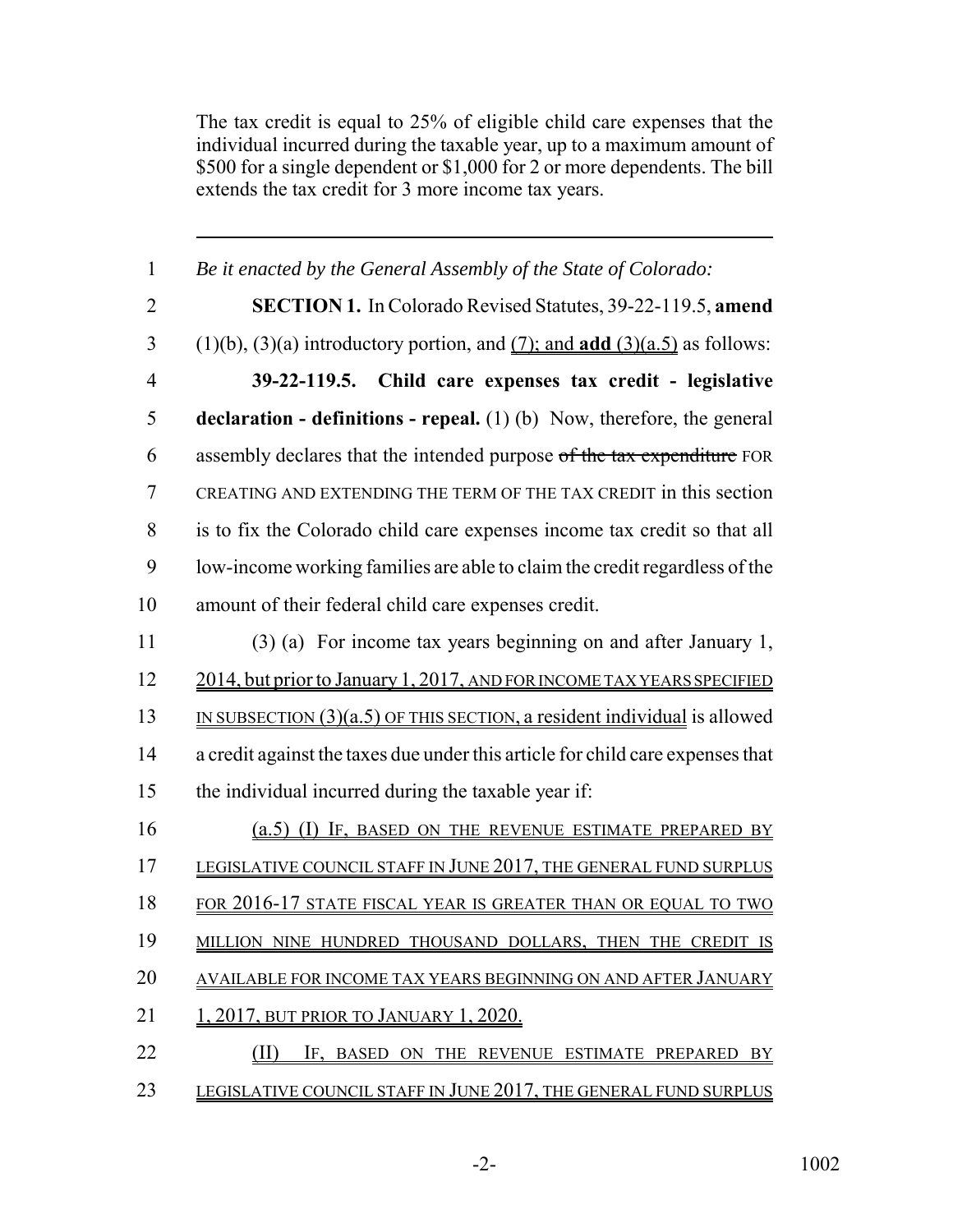The tax credit is equal to 25% of eligible child care expenses that the individual incurred during the taxable year, up to a maximum amount of $500 for a single dependent or $1,000 for 2 or more dependents. The bill extends the tax credit for 3 more income tax years.

---

1 *Be it enacted by the General Assembly of the State of Colorado:*

2 **SECTION 1.** In Colorado Revised Statutes, 39-22-119.5, **amend**
3 (1)(b), (3)(a) introductory portion, and (7); and **add** (3)(a.5) as follows:

4 **39-22-119.5. Child care expenses tax credit - legislative**
5 **declaration - definitions - repeal.** (1) (b) Now, therefore, the general
6 assembly declares that the intended purpose ~~of the tax expenditure~~ FOR
7 CREATING AND EXTENDING THE TERM OF THE TAX CREDIT in this section
8 is to fix the Colorado child care expenses income tax credit so that all
9 low-income working families are able to claim the credit regardless of the
10 amount of their federal child care expenses credit.

11 (3) (a) For income tax years beginning on and after January 1,
12 2014, but prior to January 1, 2017, AND FOR INCOME TAX YEARS SPECIFIED
13 IN SUBSECTION (3)(a.5) OF THIS SECTION, a resident individual is allowed
14 a credit against the taxes due under this article for child care expenses that
15 the individual incurred during the taxable year if:

16 (a.5) (I) IF, BASED ON THE REVENUE ESTIMATE PREPARED BY
17 LEGISLATIVE COUNCIL STAFF IN JUNE 2017, THE GENERAL FUND SURPLUS
18 FOR 2016-17 STATE FISCAL YEAR IS GREATER THAN OR EQUAL TO TWO
19 MILLION NINE HUNDRED THOUSAND DOLLARS, THEN THE CREDIT IS
20 AVAILABLE FOR INCOME TAX YEARS BEGINNING ON AND AFTER JANUARY
21 1, 2017, BUT PRIOR TO JANUARY 1, 2020.

22 (II) IF, BASED ON THE REVENUE ESTIMATE PREPARED BY
23 LEGISLATIVE COUNCIL STAFF IN JUNE 2017, THE GENERAL FUND SURPLUS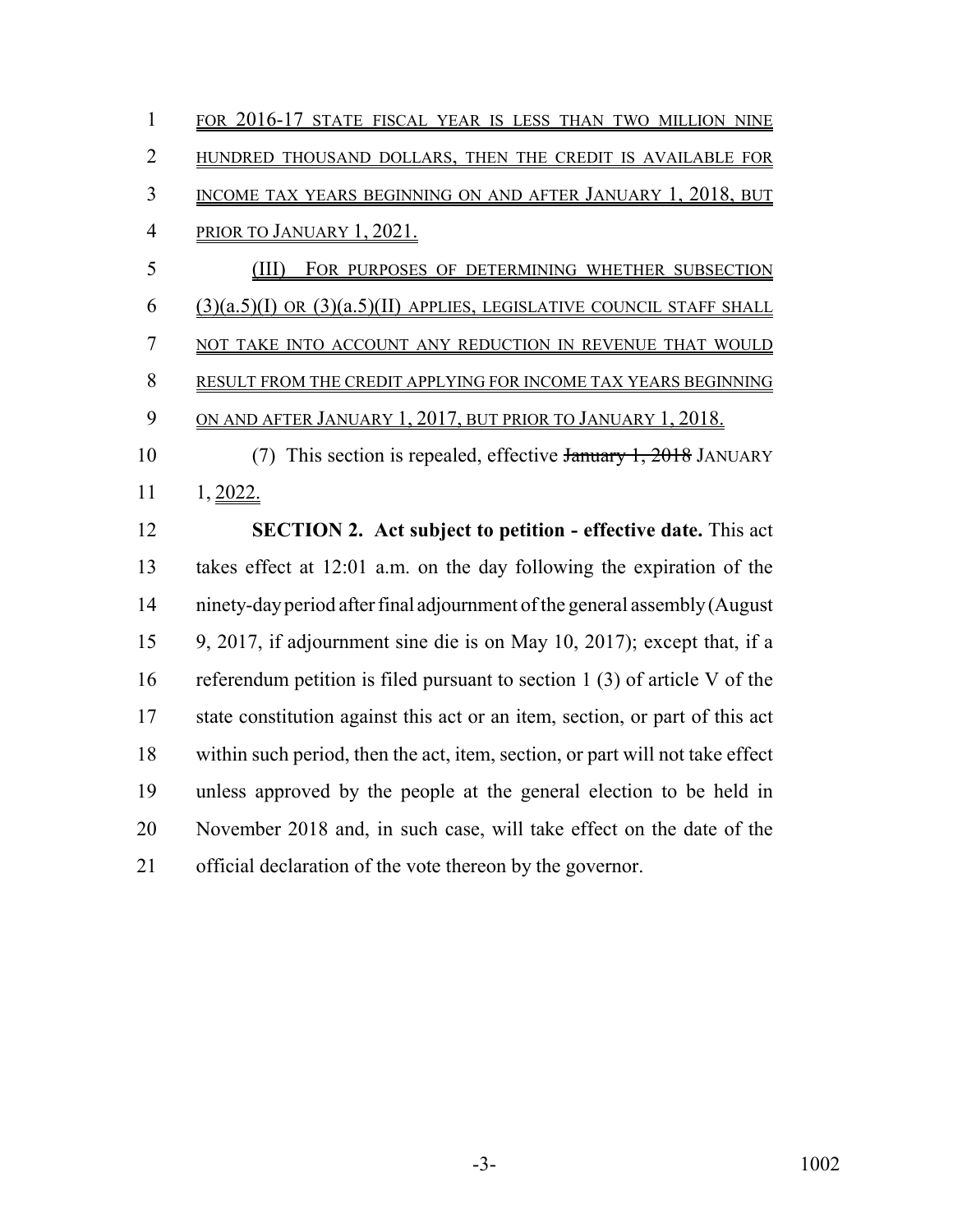FOR 2016-17 STATE FISCAL YEAR IS LESS THAN TWO MILLION NINE HUNDRED THOUSAND DOLLARS, THEN THE CREDIT IS AVAILABLE FOR INCOME TAX YEARS BEGINNING ON AND AFTER JANUARY 1, 2018, BUT PRIOR TO JANUARY 1, 2021.

(III) FOR PURPOSES OF DETERMINING WHETHER SUBSECTION (3)(a.5)(I) OR (3)(a.5)(II) APPLIES, LEGISLATIVE COUNCIL STAFF SHALL NOT TAKE INTO ACCOUNT ANY REDUCTION IN REVENUE THAT WOULD RESULT FROM THE CREDIT APPLYING FOR INCOME TAX YEARS BEGINNING ON AND AFTER JANUARY 1, 2017, BUT PRIOR TO JANUARY 1, 2018.

(7) This section is repealed, effective ~~January 1, 2018~~ JANUARY 1, 2022.

**SECTION 2. Act subject to petition - effective date.** This act takes effect at 12:01 a.m. on the day following the expiration of the ninety-day period after final adjournment of the general assembly (August 9, 2017, if adjournment sine die is on May 10, 2017); except that, if a referendum petition is filed pursuant to section 1 (3) of article V of the state constitution against this act or an item, section, or part of this act within such period, then the act, item, section, or part will not take effect unless approved by the people at the general election to be held in November 2018 and, in such case, will take effect on the date of the official declaration of the vote thereon by the governor.